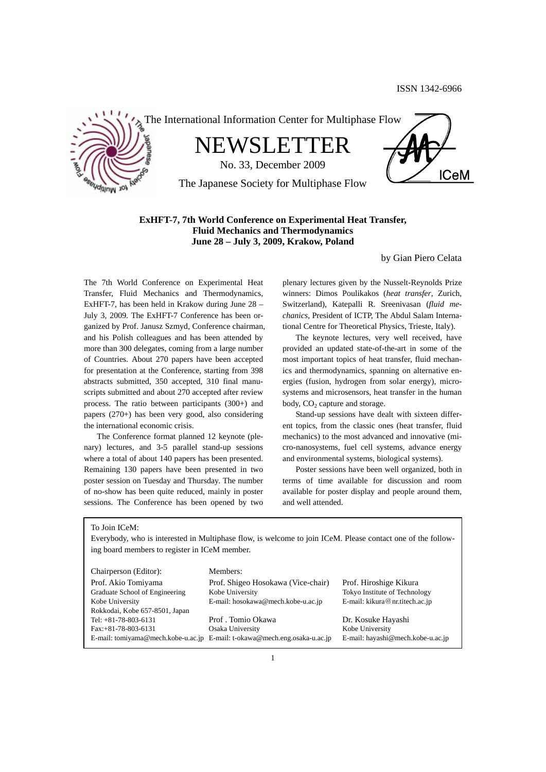ISSN 1342-6966

The International Information Center for Multiphase Flow

# NEWSLETTER

No. 33, December 2009

The Japanese Society for Multiphase Flow

## ExHFT-7, 7th World Conference on Experimental Heat Transfer, Fluid Mechanics and Thermodynamics June 28 – July 3, 2009, Krakow, Poland

by Gian Piero Celata

The 7th World Conference on Experimental Heat Transfer, Fluid Mechanics and Thermodynamics, ExHFT-7, has been held in Krakow during June 28 – July 3, 2009. The ExHFT-7 Conference has been organized by Prof. Janusz Szmyd, Conference chairman, and his Polish colleagues and has been attended by more than 300 delegates, coming from a large number of Countries. About 270 papers have been accepted for presentation at the Conference, starting from 398 abstracts submitted, 350 accepted, 310 final manuscripts submitted and about 270 accepted after review process. The ratio between participants (300+) and papers (270+) has been very good, also considering the international economic crisis.

The Conference format planned 12 keynote (plenary) lectures, and 3-5 parallel stand-up sessions where a total of about 140 papers has been presented. Remaining 130 papers have been presented in two poster session on Tuesday and Thursday. The number of no-show has been quite reduced, mainly in poster sessions. The Conference has been opened by two plenary lectures given by the Nusselt-Reynolds Prize winners: Dimos Poulikakos (*heat transfer*, Zurich, Switzerland), Katepalli R. Sreenivasan (*fluid mechanics*, President of ICTP, The Abdul Salam International Centre for Theoretical Physics, Trieste, Italy).

The keynote lectures, very well received, have provided an updated state-of-the-art in some of the most important topics of heat transfer, fluid mechanics and thermodynamics, spanning on alternative energies (fusion, hydrogen from solar energy), microsystems and microsensors, heat transfer in the human body, $CO_2$ capture and storage.

Stand-up sessions have dealt with sixteen different topics, from the classic ones (heat transfer, fluid mechanics) to the most advanced and innovative (micro-nanosystems, fuel cell systems, advance energy and environmental systems, biological systems).

Poster sessions have been well organized, both in terms of time available for discussion and room available for poster display and people around them, and well attended.

---

To Join ICeM:

Everybody, who is interested in Multiphase flow, is welcome to join ICeM. Please contact one of the following board members to register in ICeM member.

Chairperson (Editor):
Prof. Akio Tomiyama
Graduate School of Engineering
Kobe University
Rokkodai, Kobe 657-8501, Japan
Tel: +81-78-803-6131
Fax:+81-78-803-6131
E-mail: tomiyama@mech.kobe-u.ac.jp

Members:
Prof. Shigeo Hosokawa (Vice-chair)
Kobe University
E-mail: hosokawa@mech.kobe-u.ac.jp

Prof . Tomio Okawa
Osaka University
E-mail: t-okawa@mech.eng.osaka-u.ac.jp

Prof. Hiroshige Kikura
Tokyo Institute of Technology
E-mail: kikura@nr.titech.ac.jp

Dr. Kosuke Hayashi
Kobe University
E-mail: hayashi@mech.kobe-u.ac.jp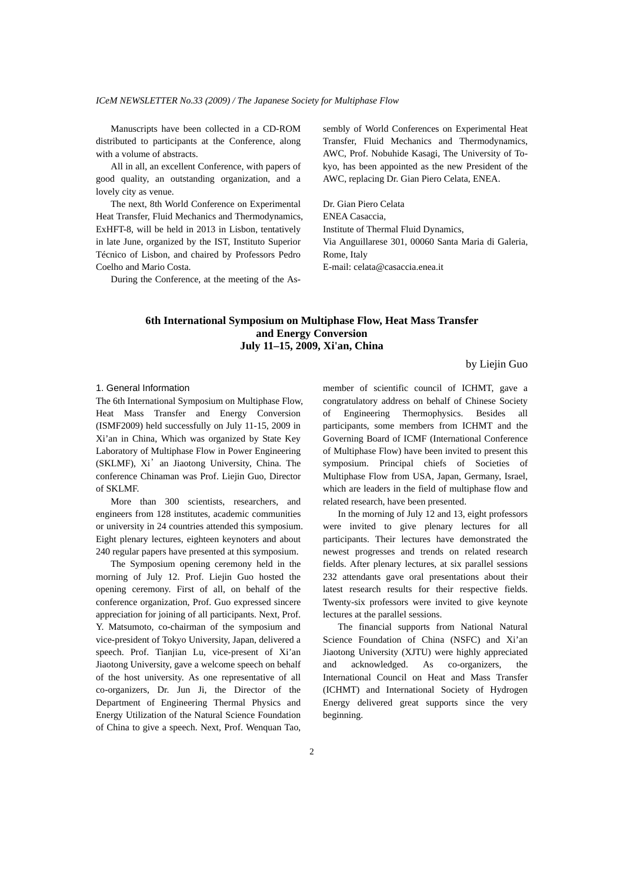Manuscripts have been collected in a CD-ROM distributed to participants at the Conference, along with a volume of abstracts.

All in all, an excellent Conference, with papers of good quality, an outstanding organization, and a lovely city as venue.

The next, 8th World Conference on Experimental Heat Transfer, Fluid Mechanics and Thermodynamics, ExHFT-8, will be held in 2013 in Lisbon, tentatively in late June, organized by the IST, Instituto Superior Técnico of Lisbon, and chaired by Professors Pedro Coelho and Mario Costa.

During the Conference, at the meeting of the Assembly of World Conferences on Experimental Heat Transfer, Fluid Mechanics and Thermodynamics, AWC, Prof. Nobuhide Kasagi, The University of Tokyo, has been appointed as the new President of the AWC, replacing Dr. Gian Piero Celata, ENEA.

Dr. Gian Piero Celata
ENEA Casaccia,
Institute of Thermal Fluid Dynamics,
Via Anguillarese 301, 00060 Santa Maria di Galeria, Rome, Italy
E-mail: celata@casaccia.enea.it

## 6th International Symposium on Multiphase Flow, Heat Mass Transfer and Energy Conversion July 11–15, 2009, Xi'an, China

by Liejin Guo

### 1. General Information

The 6th International Symposium on Multiphase Flow, Heat Mass Transfer and Energy Conversion (ISMF2009) held successfully on July 11-15, 2009 in Xi'an in China, Which was organized by State Key Laboratory of Multiphase Flow in Power Engineering (SKLMF), Xi'an Jiaotong University, China. The conference Chinaman was Prof. Liejin Guo, Director of SKLMF.

More than 300 scientists, researchers, and engineers from 128 institutes, academic communities or university in 24 countries attended this symposium. Eight plenary lectures, eighteen keynoters and about 240 regular papers have presented at this symposium.

The Symposium opening ceremony held in the morning of July 12. Prof. Liejin Guo hosted the opening ceremony. First of all, on behalf of the conference organization, Prof. Guo expressed sincere appreciation for joining of all participants. Next, Prof. Y. Matsumoto, co-chairman of the symposium and vice-president of Tokyo University, Japan, delivered a speech. Prof. Tianjian Lu, vice-present of Xi'an Jiaotong University, gave a welcome speech on behalf of the host university. As one representative of all co-organizers, Dr. Jun Ji, the Director of the Department of Engineering Thermal Physics and Energy Utilization of the Natural Science Foundation of China to give a speech. Next, Prof. Wenquan Tao, member of scientific council of ICHMT, gave a congratulatory address on behalf of Chinese Society of Engineering Thermophysics. Besides all participants, some members from ICHMT and the Governing Board of ICMF (International Conference of Multiphase Flow) have been invited to present this symposium. Principal chiefs of Societies of Multiphase Flow from USA, Japan, Germany, Israel, which are leaders in the field of multiphase flow and related research, have been presented.

In the morning of July 12 and 13, eight professors were invited to give plenary lectures for all participants. Their lectures have demonstrated the newest progresses and trends on related research fields. After plenary lectures, at six parallel sessions 232 attendants gave oral presentations about their latest research results for their respective fields. Twenty-six professors were invited to give keynote lectures at the parallel sessions.

The financial supports from National Natural Science Foundation of China (NSFC) and Xi'an Jiaotong University (XJTU) were highly appreciated and acknowledged. As co-organizers, the International Council on Heat and Mass Transfer (ICHMT) and International Society of Hydrogen Energy delivered great supports since the very beginning.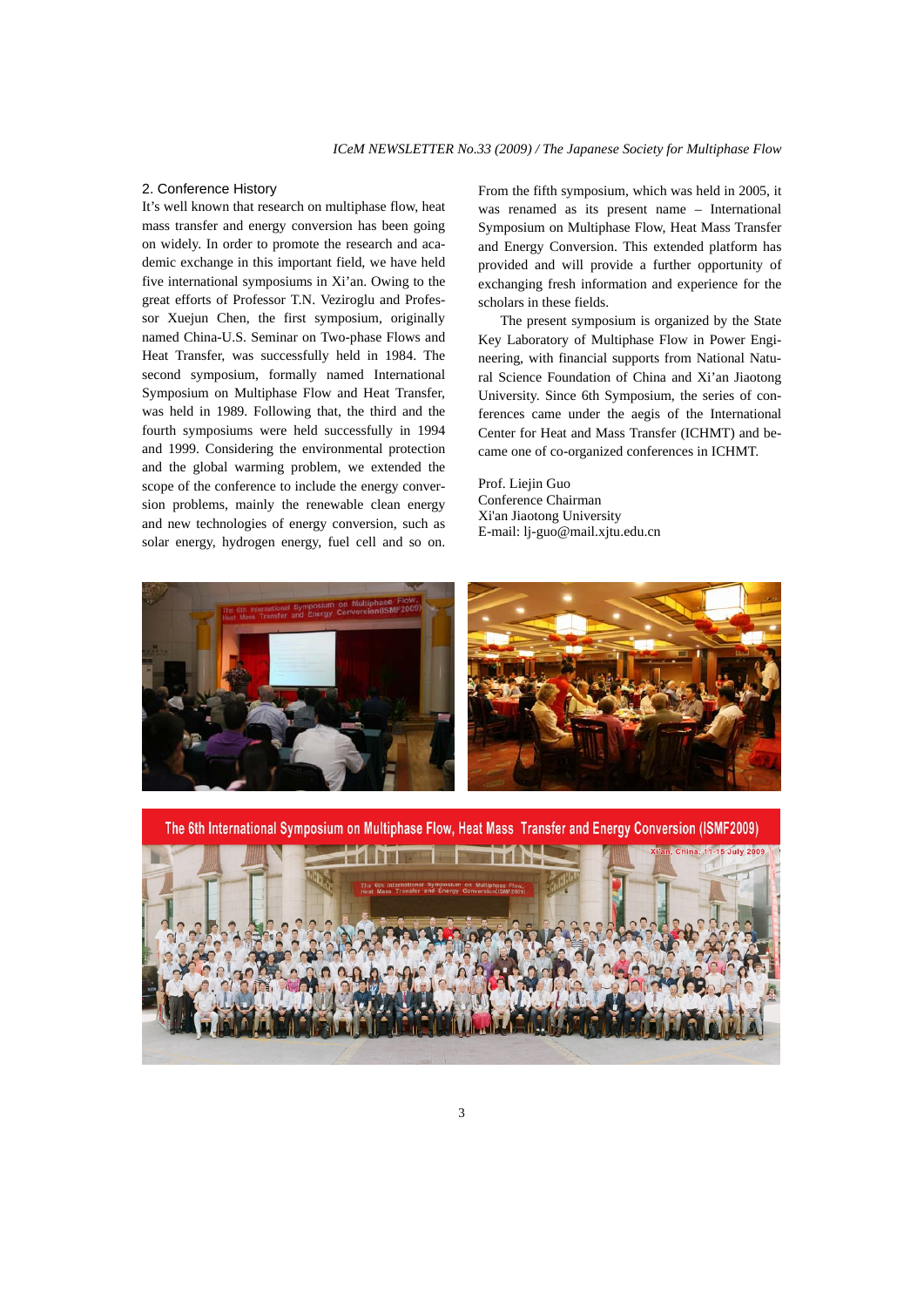## 2. Conference History

It's well known that research on multiphase flow, heat mass transfer and energy conversion has been going on widely. In order to promote the research and academic exchange in this important field, we have held five international symposiums in Xi'an. Owing to the great efforts of Professor T.N. Veziroglu and Professor Xuejun Chen, the first symposium, originally named China-U.S. Seminar on Two-phase Flows and Heat Transfer, was successfully held in 1984. The second symposium, formally named International Symposium on Multiphase Flow and Heat Transfer, was held in 1989. Following that, the third and the fourth symposiums were held successfully in 1994 and 1999. Considering the environmental protection and the global warming problem, we extended the scope of the conference to include the energy conversion problems, mainly the renewable clean energy and new technologies of energy conversion, such as solar energy, hydrogen energy, fuel cell and so on. From the fifth symposium, which was held in 2005, it was renamed as its present name – International Symposium on Multiphase Flow, Heat Mass Transfer and Energy Conversion. This extended platform has provided and will provide a further opportunity of exchanging fresh information and experience for the scholars in these fields.

The present symposium is organized by the State Key Laboratory of Multiphase Flow in Power Engineering, with financial supports from National Natural Science Foundation of China and Xi'an Jiaotong University. Since 6th Symposium, the series of conferences came under the aegis of the International Center for Heat and Mass Transfer (ICHMT) and became one of co-organized conferences in ICHMT.

Prof. Liejin Guo
Conference Chairman
Xi'an Jiaotong University
E-mail: lj-guo@mail.xjtu.edu.cn

The 6th International Symposium on Multiphase Flow, Heat Mass Transfer and Energy Conversion (ISMF2009)

Xi'an, China, 11-15 July 2009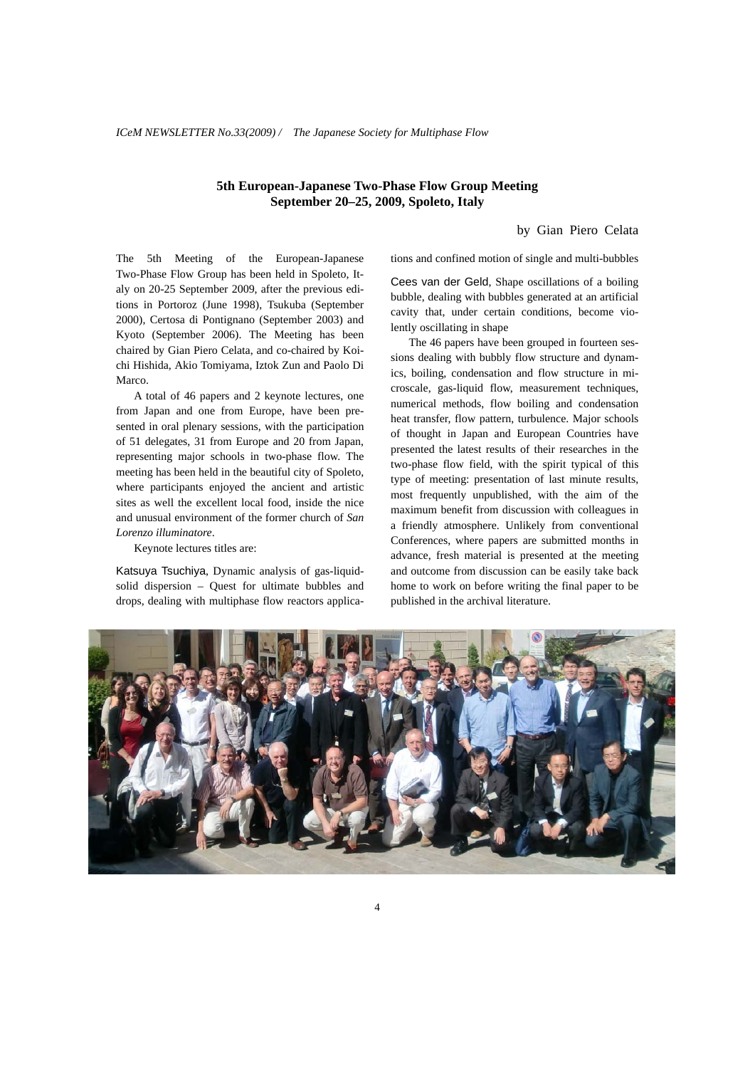## 5th European-Japanese Two-Phase Flow Group Meeting
## September 20–25, 2009, Spoleto, Italy

by Gian Piero Celata

The 5th Meeting of the European-Japanese Two-Phase Flow Group has been held in Spoleto, Italy on 20-25 September 2009, after the previous editions in Portoroz (June 1998), Tsukuba (September 2000), Certosa di Pontignano (September 2003) and Kyoto (September 2006). The Meeting has been chaired by Gian Piero Celata, and co-chaired by Koichi Hishida, Akio Tomiyama, Iztok Zun and Paolo Di Marco.

A total of 46 papers and 2 keynote lectures, one from Japan and one from Europe, have been presented in oral plenary sessions, with the participation of 51 delegates, 31 from Europe and 20 from Japan, representing major schools in two-phase flow. The meeting has been held in the beautiful city of Spoleto, where participants enjoyed the ancient and artistic sites as well the excellent local food, inside the nice and unusual environment of the former church of *San Lorenzo illuminatore*.

Keynote lectures titles are:

Katsuya Tsuchiya, Dynamic analysis of gas-liquid-solid dispersion – Quest for ultimate bubbles and drops, dealing with multiphase flow reactors applications and confined motion of single and multi-bubbles

Cees van der Geld, Shape oscillations of a boiling bubble, dealing with bubbles generated at an artificial cavity that, under certain conditions, become violently oscillating in shape

The 46 papers have been grouped in fourteen sessions dealing with bubbly flow structure and dynamics, boiling, condensation and flow structure in microscale, gas-liquid flow, measurement techniques, numerical methods, flow boiling and condensation heat transfer, flow pattern, turbulence. Major schools of thought in Japan and European Countries have presented the latest results of their researches in the two-phase flow field, with the spirit typical of this type of meeting: presentation of last minute results, most frequently unpublished, with the aim of the maximum benefit from discussion with colleagues in a friendly atmosphere. Unlikely from conventional Conferences, where papers are submitted months in advance, fresh material is presented at the meeting and outcome from discussion can be easily take back home to work on before writing the final paper to be published in the archival literature.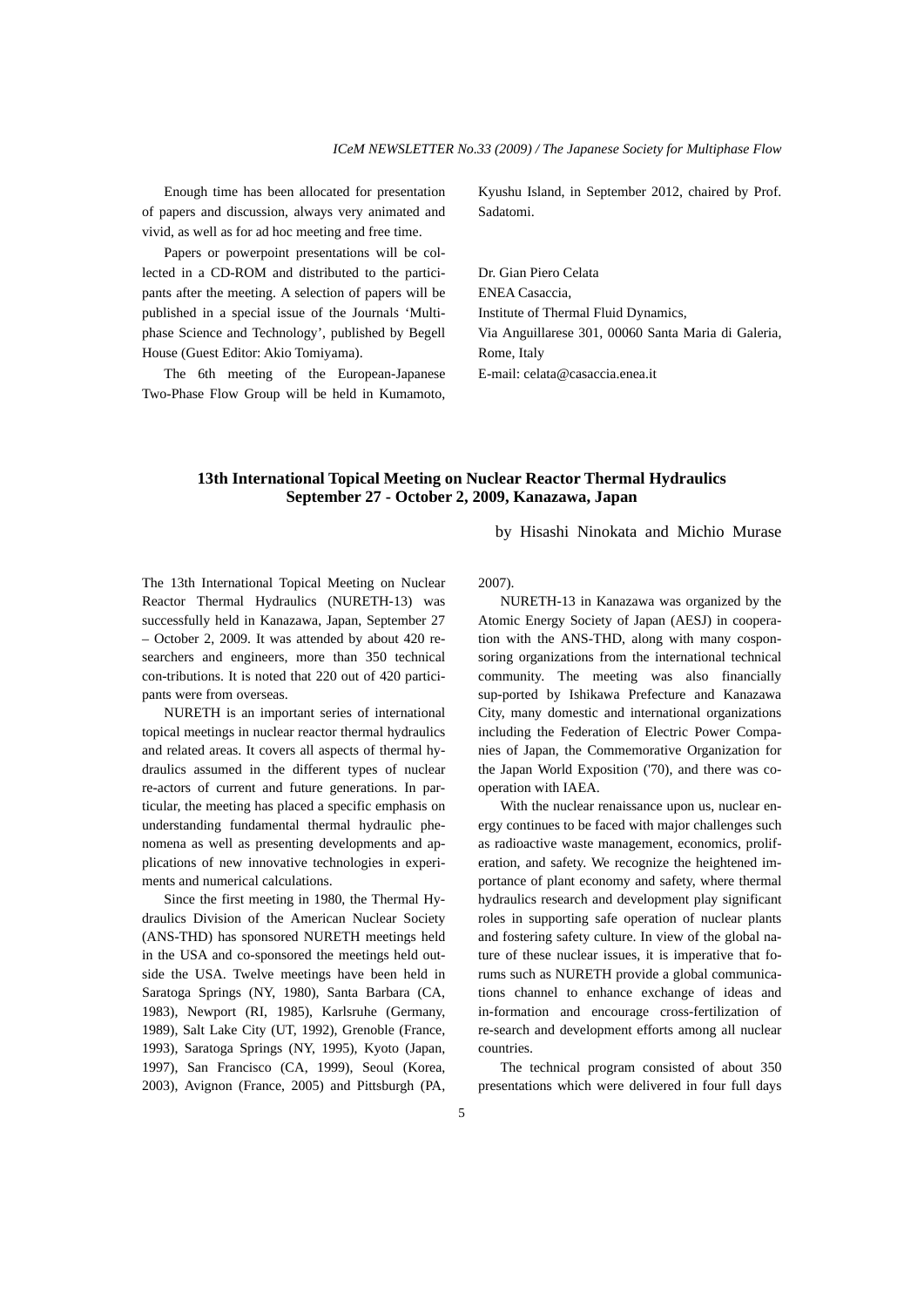Enough time has been allocated for presentation of papers and discussion, always very animated and vivid, as well as for ad hoc meeting and free time.

Papers or powerpoint presentations will be collected in a CD-ROM and distributed to the participants after the meeting. A selection of papers will be published in a special issue of the Journals 'Multiphase Science and Technology', published by Begell House (Guest Editor: Akio Tomiyama).

The 6th meeting of the European-Japanese Two-Phase Flow Group will be held in Kumamoto, Kyushu Island, in September 2012, chaired by Prof. Sadatomi.

Dr. Gian Piero Celata
ENEA Casaccia,
Institute of Thermal Fluid Dynamics,
Via Anguillarese 301, 00060 Santa Maria di Galeria, Rome, Italy
E-mail: celata@casaccia.enea.it

## 13th International Topical Meeting on Nuclear Reactor Thermal Hydraulics September 27 - October 2, 2009, Kanazawa, Japan

by Hisashi Ninokata and Michio Murase

The 13th International Topical Meeting on Nuclear Reactor Thermal Hydraulics (NURETH-13) was successfully held in Kanazawa, Japan, September 27 – October 2, 2009. It was attended by about 420 researchers and engineers, more than 350 technical con-tributions. It is noted that 220 out of 420 participants were from overseas.

NURETH is an important series of international topical meetings in nuclear reactor thermal hydraulics and related areas. It covers all aspects of thermal hydraulics assumed in the different types of nuclear re-actors of current and future generations. In particular, the meeting has placed a specific emphasis on understanding fundamental thermal hydraulic phenomena as well as presenting developments and applications of new innovative technologies in experiments and numerical calculations.

Since the first meeting in 1980, the Thermal Hydraulics Division of the American Nuclear Society (ANS-THD) has sponsored NURETH meetings held in the USA and co-sponsored the meetings held outside the USA. Twelve meetings have been held in Saratoga Springs (NY, 1980), Santa Barbara (CA, 1983), Newport (RI, 1985), Karlsruhe (Germany, 1989), Salt Lake City (UT, 1992), Grenoble (France, 1993), Saratoga Springs (NY, 1995), Kyoto (Japan, 1997), San Francisco (CA, 1999), Seoul (Korea, 2003), Avignon (France, 2005) and Pittsburgh (PA, 2007).

NURETH-13 in Kanazawa was organized by the Atomic Energy Society of Japan (AESJ) in cooperation with the ANS-THD, along with many cosponsoring organizations from the international technical community. The meeting was also financially sup-ported by Ishikawa Prefecture and Kanazawa City, many domestic and international organizations including the Federation of Electric Power Companies of Japan, the Commemorative Organization for the Japan World Exposition ('70), and there was cooperation with IAEA.

With the nuclear renaissance upon us, nuclear energy continues to be faced with major challenges such as radioactive waste management, economics, proliferation, and safety. We recognize the heightened importance of plant economy and safety, where thermal hydraulics research and development play significant roles in supporting safe operation of nuclear plants and fostering safety culture. In view of the global nature of these nuclear issues, it is imperative that forums such as NURETH provide a global communications channel to enhance exchange of ideas and in-formation and encourage cross-fertilization of re-search and development efforts among all nuclear countries.

The technical program consisted of about 350 presentations which were delivered in four full days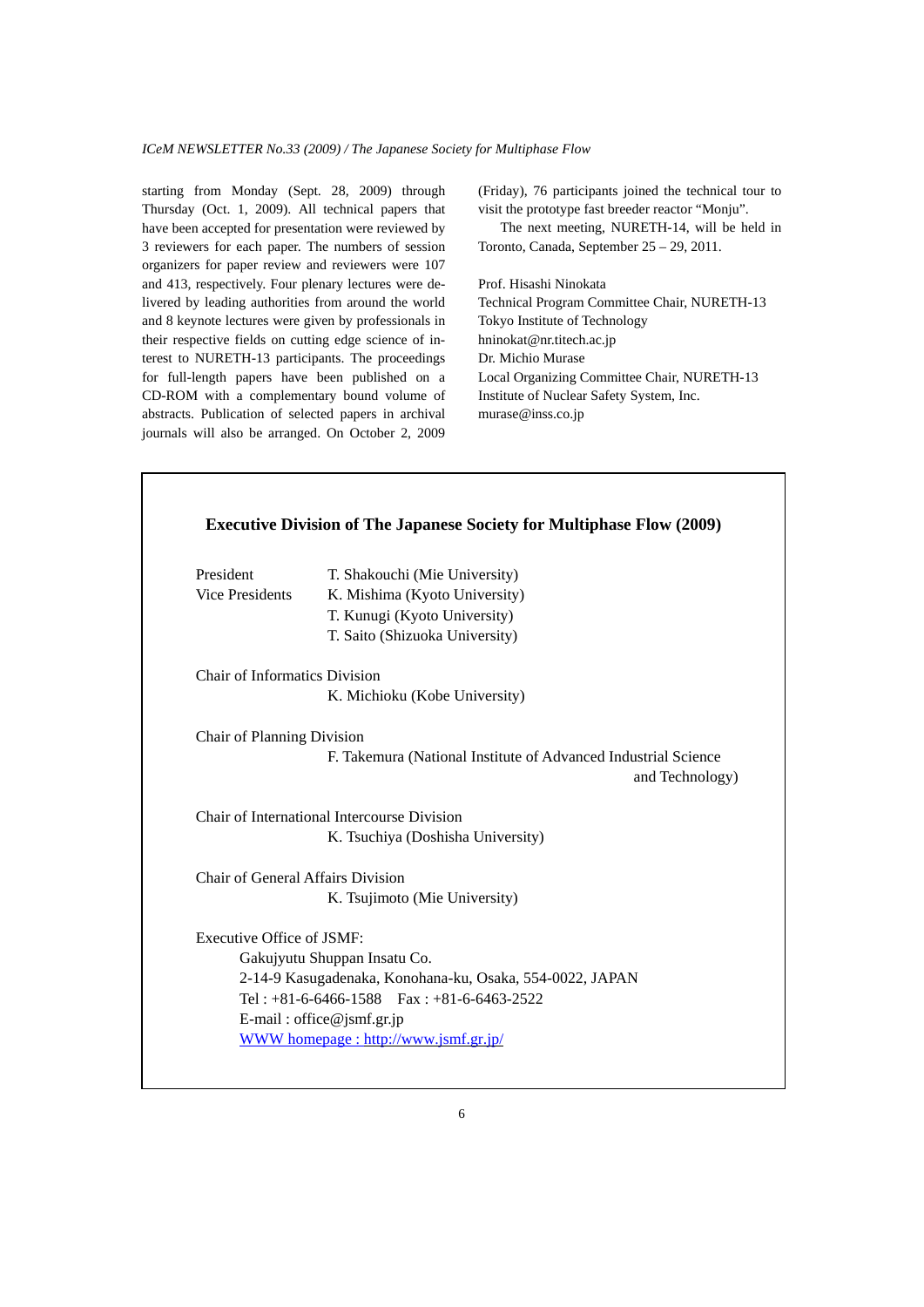starting from Monday (Sept. 28, 2009) through Thursday (Oct. 1, 2009). All technical papers that have been accepted for presentation were reviewed by 3 reviewers for each paper. The numbers of session organizers for paper review and reviewers were 107 and 413, respectively. Four plenary lectures were delivered by leading authorities from around the world and 8 keynote lectures were given by professionals in their respective fields on cutting edge science of interest to NURETH-13 participants. The proceedings for full-length papers have been published on a CD-ROM with a complementary bound volume of abstracts. Publication of selected papers in archival journals will also be arranged. On October 2, 2009 (Friday), 76 participants joined the technical tour to visit the prototype fast breeder reactor "Monju".

The next meeting, NURETH-14, will be held in Toronto, Canada, September 25 – 29, 2011.

Prof. Hisashi Ninokata
Technical Program Committee Chair, NURETH-13
Tokyo Institute of Technology
hninokat@nr.titech.ac.jp
Dr. Michio Murase
Local Organizing Committee Chair, NURETH-13
Institute of Nuclear Safety System, Inc.
murase@inss.co.jp

## Executive Division of The Japanese Society for Multiphase Flow (2009)

President — T. Shakouchi (Mie University)

Vice Presidents — K. Mishima (Kyoto University)
T. Kunugi (Kyoto University)
T. Saito (Shizuoka University)

Chair of Informatics Division
K. Michioku (Kobe University)

Chair of Planning Division
F. Takemura (National Institute of Advanced Industrial Science and Technology)

Chair of International Intercourse Division
K. Tsuchiya (Doshisha University)

Chair of General Affairs Division
K. Tsujimoto (Mie University)

Executive Office of JSMF:
Gakujyutu Shuppan Insatu Co.
2-14-9 Kasugadenaka, Konohana-ku, Osaka, 554-0022, JAPAN
Tel : +81-6-6466-1588 Fax : +81-6-6463-2522
E-mail : office@jsmf.gr.jp
WWW homepage : http://www.jsmf.gr.jp/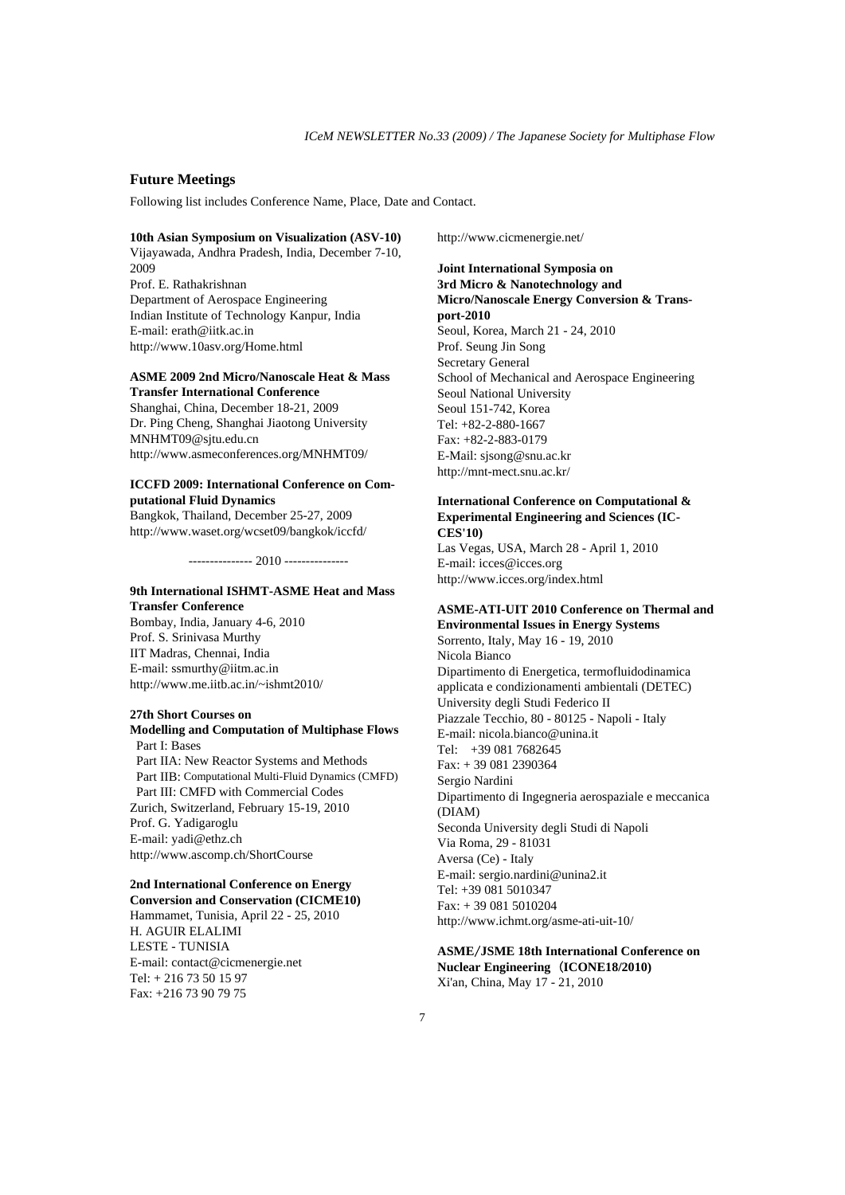## Future Meetings

Following list includes Conference Name, Place, Date and Contact.

**10th Asian Symposium on Visualization (ASV-10)**
Vijayawada, Andhra Pradesh, India, December 7-10, 2009
Prof. E. Rathakrishnan
Department of Aerospace Engineering
Indian Institute of Technology Kanpur, India
E-mail: erath@iitk.ac.in
http://www.10asv.org/Home.html

**ASME 2009 2nd Micro/Nanoscale Heat & Mass Transfer International Conference**
Shanghai, China, December 18-21, 2009
Dr. Ping Cheng, Shanghai Jiaotong University
MNHMT09@sjtu.edu.cn
http://www.asmeconferences.org/MNHMT09/

**ICCFD 2009: International Conference on Computational Fluid Dynamics**
Bangkok, Thailand, December 25-27, 2009
http://www.waset.org/wcset09/bangkok/iccfd/

--------------- 2010 ---------------

**9th International ISHMT-ASME Heat and Mass Transfer Conference**
Bombay, India, January 4-6, 2010
Prof. S. Srinivasa Murthy
IIT Madras, Chennai, India
E-mail: ssmurthy@iitm.ac.in
http://www.me.iitb.ac.in/~ishmt2010/

**27th Short Courses on**
**Modelling and Computation of Multiphase Flows**
Part I: Bases
Part IIA: New Reactor Systems and Methods
Part IIB: Computational Multi-Fluid Dynamics (CMFD)
Part III: CMFD with Commercial Codes
Zurich, Switzerland, February 15-19, 2010
Prof. G. Yadigaroglu
E-mail: yadi@ethz.ch
http://www.ascomp.ch/ShortCourse

**2nd International Conference on Energy Conversion and Conservation (CICME10)**
Hammamet, Tunisia, April 22 - 25, 2010
H. AGUIR ELALIMI
LESTE - TUNISIA
E-mail: contact@cicmenergie.net
Tel: + 216 73 50 15 97
Fax: +216 73 90 79 75
http://www.cicmenergie.net/

**Joint International Symposia on**
**3rd Micro & Nanotechnology and**
**Micro/Nanoscale Energy Conversion & Transport-2010**
Seoul, Korea, March 21 - 24, 2010
Prof. Seung Jin Song
Secretary General
School of Mechanical and Aerospace Engineering
Seoul National University
Seoul 151-742, Korea
Tel: +82-2-880-1667
Fax: +82-2-883-0179
E-Mail: sjsong@snu.ac.kr
http://mnt-mect.snu.ac.kr/

**International Conference on Computational & Experimental Engineering and Sciences (ICCES'10)**
Las Vegas, USA, March 28 - April 1, 2010
E-mail: icces@icces.org
http://www.icces.org/index.html

**ASME-ATI-UIT 2010 Conference on Thermal and Environmental Issues in Energy Systems**
Sorrento, Italy, May 16 - 19, 2010
Nicola Bianco
Dipartimento di Energetica, termofluidodinamica applicata e condizionamenti ambientali (DETEC)
University degli Studi Federico II
Piazzale Tecchio, 80 - 80125 - Napoli - Italy
E-mail: nicola.bianco@unina.it
Tel: +39 081 7682645
Fax: + 39 081 2390364
Sergio Nardini
Dipartimento di Ingegneria aerospaziale e meccanica (DIAM)
Seconda University degli Studi di Napoli
Via Roma, 29 - 81031
Aversa (Ce) - Italy
E-mail: sergio.nardini@unina2.it
Tel: +39 081 5010347
Fax: + 39 081 5010204
http://www.ichmt.org/asme-ati-uit-10/

**ASME/JSME 18th International Conference on Nuclear Engineering（ICONE18/2010)**
Xi'an, China, May 17 - 21, 2010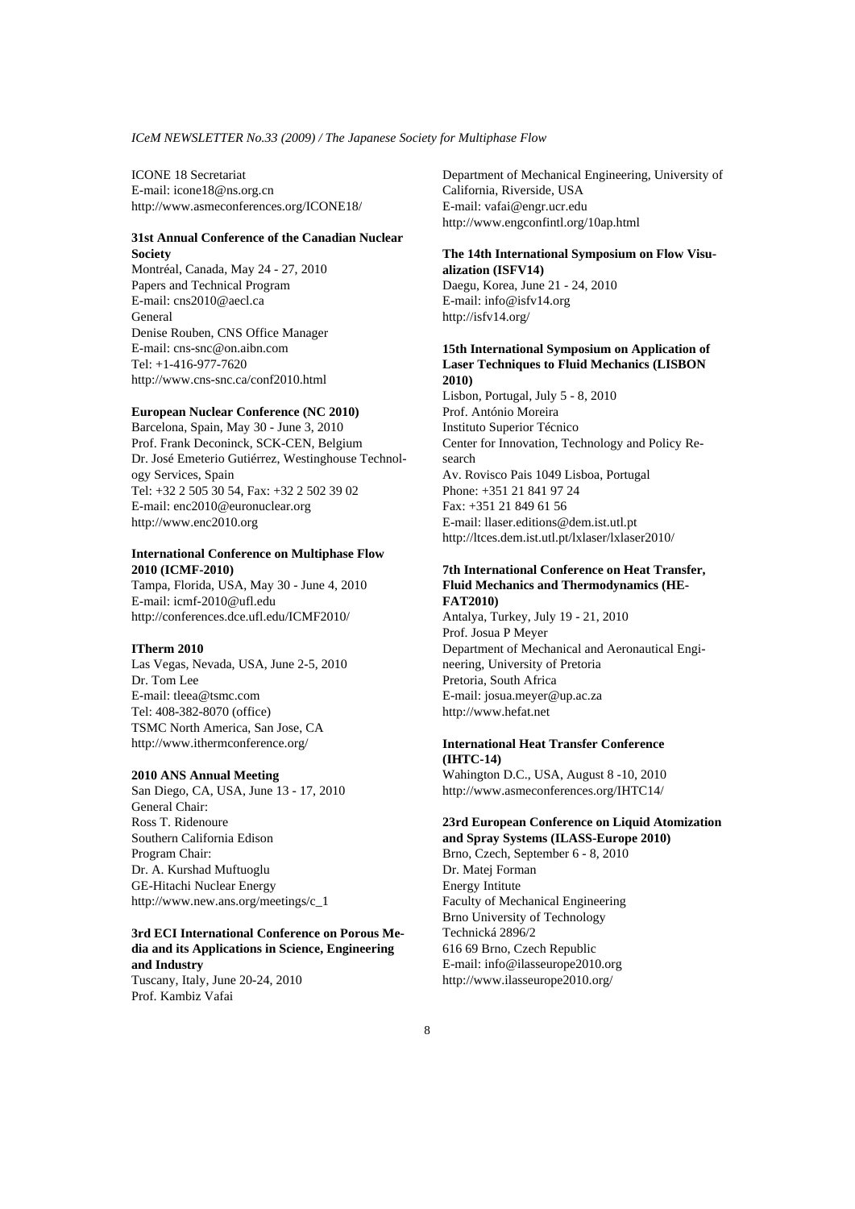ICONE 18 Secretariat
E-mail: icone18@ns.org.cn
http://www.asmeconferences.org/ICONE18/

**31st Annual Conference of the Canadian Nuclear Society**
Montréal, Canada, May 24 - 27, 2010
Papers and Technical Program
E-mail: cns2010@aecl.ca
General
Denise Rouben, CNS Office Manager
E-mail: cns-snc@on.aibn.com
Tel: +1-416-977-7620
http://www.cns-snc.ca/conf2010.html

**European Nuclear Conference (NC 2010)**
Barcelona, Spain, May 30 - June 3, 2010
Prof. Frank Deconinck, SCK-CEN, Belgium
Dr. José Emeterio Gutiérrez, Westinghouse Technology Services, Spain
Tel: +32 2 505 30 54, Fax: +32 2 502 39 02
E-mail: enc2010@euronuclear.org
http://www.enc2010.org

**International Conference on Multiphase Flow 2010 (ICMF-2010)**
Tampa, Florida, USA, May 30 - June 4, 2010
E-mail: icmf-2010@ufl.edu
http://conferences.dce.ufl.edu/ICMF2010/

**ITherm 2010**
Las Vegas, Nevada, USA, June 2-5, 2010
Dr. Tom Lee
E-mail: tleea@tsmc.com
Tel: 408-382-8070 (office)
TSMC North America, San Jose, CA
http://www.ithermconference.org/

**2010 ANS Annual Meeting**
San Diego, CA, USA, June 13 - 17, 2010
General Chair:
Ross T. Ridenoure
Southern California Edison
Program Chair:
Dr. A. Kurshad Muftuoglu
GE-Hitachi Nuclear Energy
http://www.new.ans.org/meetings/c_1

**3rd ECI International Conference on Porous Media and its Applications in Science, Engineering and Industry**
Tuscany, Italy, June 20-24, 2010
Prof. Kambiz Vafai
Department of Mechanical Engineering, University of California, Riverside, USA
E-mail: vafai@engr.ucr.edu
http://www.engconfintl.org/10ap.html

**The 14th International Symposium on Flow Visualization (ISFV14)**
Daegu, Korea, June 21 - 24, 2010
E-mail: info@isfv14.org
http://isfv14.org/

**15th International Symposium on Application of Laser Techniques to Fluid Mechanics (LISBON 2010)**
Lisbon, Portugal, July 5 - 8, 2010
Prof. António Moreira
Instituto Superior Técnico
Center for Innovation, Technology and Policy Research
Av. Rovisco Pais 1049 Lisboa, Portugal
Phone: +351 21 841 97 24
Fax: +351 21 849 61 56
E-mail: llaser.editions@dem.ist.utl.pt
http://ltces.dem.ist.utl.pt/lxlaser/lxlaser2010/

**7th International Conference on Heat Transfer, Fluid Mechanics and Thermodynamics (HEFAT2010)**
Antalya, Turkey, July 19 - 21, 2010
Prof. Josua P Meyer
Department of Mechanical and Aeronautical Engineering, University of Pretoria
Pretoria, South Africa
E-mail: josua.meyer@up.ac.za
http://www.hefat.net

**International Heat Transfer Conference (IHTC-14)**
Wahington D.C., USA, August 8 -10, 2010
http://www.asmeconferences.org/IHTC14/

**23rd European Conference on Liquid Atomization and Spray Systems (ILASS-Europe 2010)**
Brno, Czech, September 6 - 8, 2010
Dr. Matej Forman
Energy Intitute
Faculty of Mechanical Engineering
Brno University of Technology
Technická 2896/2
616 69 Brno, Czech Republic
E-mail: info@ilasseurope2010.org
http://www.ilasseurope2010.org/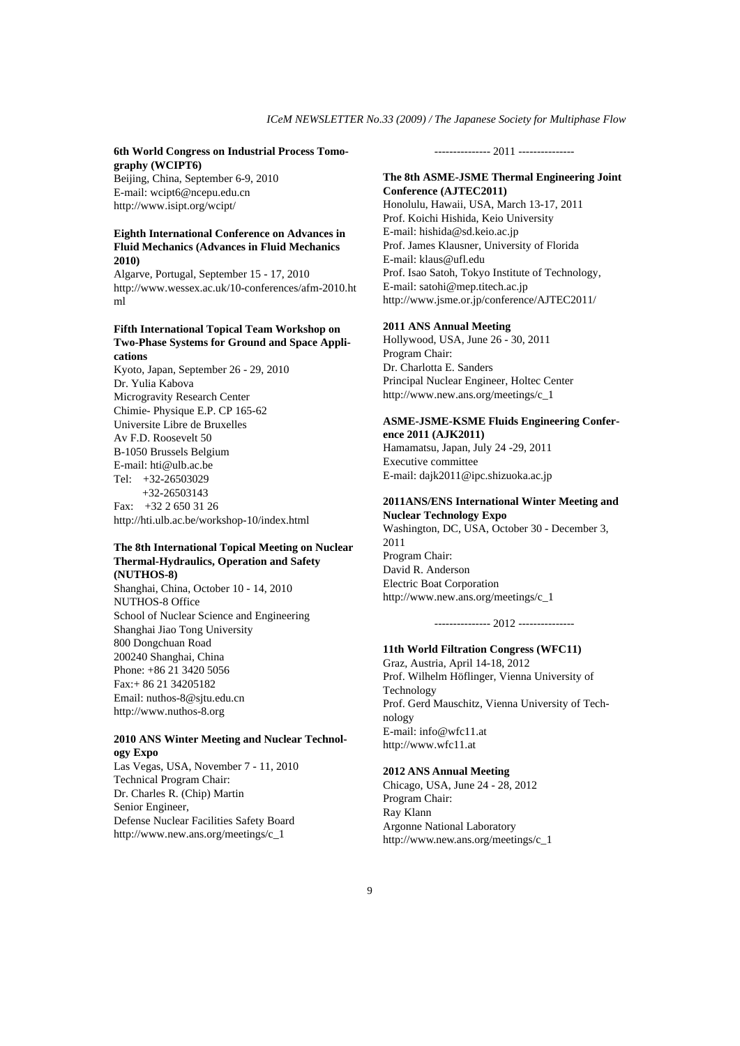**6th World Congress on Industrial Process Tomography (WCIPT6)**
Beijing, China, September 6-9, 2010
E-mail: wcipt6@ncepu.edu.cn
http://www.isipt.org/wcipt/

**Eighth International Conference on Advances in Fluid Mechanics (Advances in Fluid Mechanics 2010)**
Algarve, Portugal, September 15 - 17, 2010
http://www.wessex.ac.uk/10-conferences/afm-2010.html

**Fifth International Topical Team Workshop on Two-Phase Systems for Ground and Space Applications**
Kyoto, Japan, September 26 - 29, 2010
Dr. Yulia Kabova
Microgravity Research Center
Chimie- Physique E.P. CP 165-62
Universite Libre de Bruxelles
Av F.D. Roosevelt 50
B-1050 Brussels Belgium
E-mail: hti@ulb.ac.be
Tel: +32-26503029
+32-26503143
Fax: +32 2 650 31 26
http://hti.ulb.ac.be/workshop-10/index.html

**The 8th International Topical Meeting on Nuclear Thermal-Hydraulics, Operation and Safety (NUTHOS-8)**
Shanghai, China, October 10 - 14, 2010
NUTHOS-8 Office
School of Nuclear Science and Engineering
Shanghai Jiao Tong University
800 Dongchuan Road
200240 Shanghai, China
Phone: +86 21 3420 5056
Fax:+ 86 21 34205182
Email: nuthos-8@sjtu.edu.cn
http://www.nuthos-8.org

**2010 ANS Winter Meeting and Nuclear Technology Expo**
Las Vegas, USA, November 7 - 11, 2010
Technical Program Chair:
Dr. Charles R. (Chip) Martin
Senior Engineer,
Defense Nuclear Facilities Safety Board
http://www.new.ans.org/meetings/c_1

--------------- 2011 ---------------

**The 8th ASME-JSME Thermal Engineering Joint Conference (AJTEC2011)**
Honolulu, Hawaii, USA, March 13-17, 2011
Prof. Koichi Hishida, Keio University
E-mail: hishida@sd.keio.ac.jp
Prof. James Klausner, University of Florida
E-mail: klaus@ufl.edu
Prof. Isao Satoh, Tokyo Institute of Technology,
E-mail: satohi@mep.titech.ac.jp
http://www.jsme.or.jp/conference/AJTEC2011/

**2011 ANS Annual Meeting**
Hollywood, USA, June 26 - 30, 2011
Program Chair:
Dr. Charlotta E. Sanders
Principal Nuclear Engineer, Holtec Center
http://www.new.ans.org/meetings/c_1

**ASME-JSME-KSME Fluids Engineering Conference 2011 (AJK2011)**
Hamamatsu, Japan, July 24 -29, 2011
Executive committee
E-mail: dajk2011@ipc.shizuoka.ac.jp

**2011ANS/ENS International Winter Meeting and Nuclear Technology Expo**
Washington, DC, USA, October 30 - December 3, 2011
Program Chair:
David R. Anderson
Electric Boat Corporation
http://www.new.ans.org/meetings/c_1

--------------- 2012 ---------------

**11th World Filtration Congress (WFC11)**
Graz, Austria, April 14-18, 2012
Prof. Wilhelm Höflinger, Vienna University of Technology
Prof. Gerd Mauschitz, Vienna University of Technology
E-mail: info@wfc11.at
http://www.wfc11.at

**2012 ANS Annual Meeting**
Chicago, USA, June 24 - 28, 2012
Program Chair:
Ray Klann
Argonne National Laboratory
http://www.new.ans.org/meetings/c_1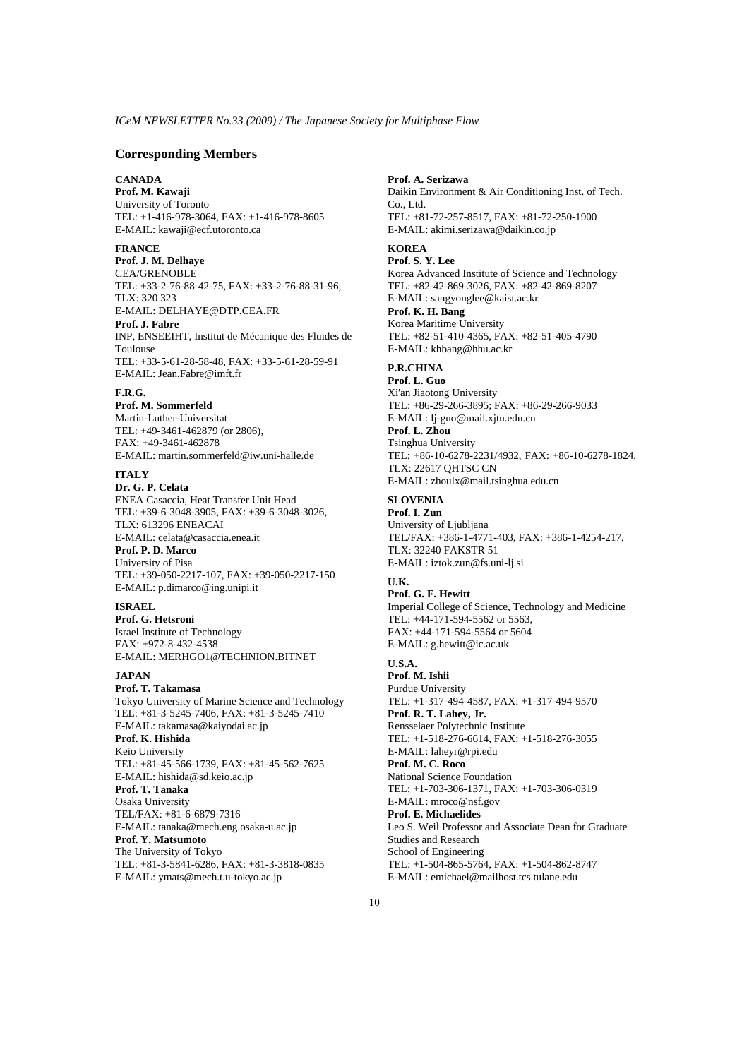## Corresponding Members

### CANADA

**Prof. M. Kawaji**
University of Toronto
TEL: +1-416-978-3064, FAX: +1-416-978-8605
E-MAIL: kawaji@ecf.utoronto.ca

### FRANCE

**Prof. J. M. Delhaye**
CEA/GRENOBLE
TEL: +33-2-76-88-42-75, FAX: +33-2-76-88-31-96,
TLX: 320 323
E-MAIL: DELHAYE@DTP.CEA.FR

**Prof. J. Fabre**
INP, ENSEEIHT, Institut de Mécanique des Fluides de Toulouse
TEL: +33-5-61-28-58-48, FAX: +33-5-61-28-59-91
E-MAIL: Jean.Fabre@imft.fr

### F.R.G.

**Prof. M. Sommerfeld**
Martin-Luther-Universitat
TEL: +49-3461-462879 (or 2806),
FAX: +49-3461-462878
E-MAIL: martin.sommerfeld@iw.uni-halle.de

### ITALY

**Dr. G. P. Celata**
ENEA Casaccia, Heat Transfer Unit Head
TEL: +39-6-3048-3905, FAX: +39-6-3048-3026,
TLX: 613296 ENEACAI
E-MAIL: celata@casaccia.enea.it

**Prof. P. D. Marco**
University of Pisa
TEL: +39-050-2217-107, FAX: +39-050-2217-150
E-MAIL: p.dimarco@ing.unipi.it

### ISRAEL

**Prof. G. Hetsroni**
Israel Institute of Technology
FAX: +972-8-432-4538
E-MAIL: MERHGO1@TECHNION.BITNET

### JAPAN

**Prof. T. Takamasa**
Tokyo University of Marine Science and Technology
TEL: +81-3-5245-7406, FAX: +81-3-5245-7410
E-MAIL: takamasa@kaiyodai.ac.jp

**Prof. K. Hishida**
Keio University
TEL: +81-45-566-1739, FAX: +81-45-562-7625
E-MAIL: hishida@sd.keio.ac.jp

**Prof. T. Tanaka**
Osaka University
TEL/FAX: +81-6-6879-7316
E-MAIL: tanaka@mech.eng.osaka-u.ac.jp

**Prof. Y. Matsumoto**
The University of Tokyo
TEL: +81-3-5841-6286, FAX: +81-3-3818-0835
E-MAIL: ymats@mech.t.u-tokyo.ac.jp

**Prof. A. Serizawa**
Daikin Environment & Air Conditioning Inst. of Tech. Co., Ltd.
TEL: +81-72-257-8517, FAX: +81-72-250-1900
E-MAIL: akimi.serizawa@daikin.co.jp

### KOREA

**Prof. S. Y. Lee**
Korea Advanced Institute of Science and Technology
TEL: +82-42-869-3026, FAX: +82-42-869-8207
E-MAIL: sangyonglee@kaist.ac.kr

**Prof. K. H. Bang**
Korea Maritime University
TEL: +82-51-410-4365, FAX: +82-51-405-4790
E-MAIL: khbang@hhu.ac.kr

### P.R.CHINA

**Prof. L. Guo**
Xi'an Jiaotong University
TEL: +86-29-266-3895; FAX: +86-29-266-9033
E-MAIL: lj-guo@mail.xjtu.edu.cn

**Prof. L. Zhou**
Tsinghua University
TEL: +86-10-6278-2231/4932, FAX: +86-10-6278-1824,
TLX: 22617 QHTSC CN
E-MAIL: zhoulx@mail.tsinghua.edu.cn

### SLOVENIA

**Prof. I. Zun**
University of Ljubljana
TEL/FAX: +386-1-4771-403, FAX: +386-1-4254-217,
TLX: 32240 FAKSTR 51
E-MAIL: iztok.zun@fs.uni-lj.si

### U.K.

**Prof. G. F. Hewitt**
Imperial College of Science, Technology and Medicine
TEL: +44-171-594-5562 or 5563,
FAX: +44-171-594-5564 or 5604
E-MAIL: g.hewitt@ic.ac.uk

### U.S.A.

**Prof. M. Ishii**
Purdue University
TEL: +1-317-494-4587, FAX: +1-317-494-9570

**Prof. R. T. Lahey, Jr.**
Rensselaer Polytechnic Institute
TEL: +1-518-276-6614, FAX: +1-518-276-3055
E-MAIL: laheyr@rpi.edu

**Prof. M. C. Roco**
National Science Foundation
TEL: +1-703-306-1371, FAX: +1-703-306-0319
E-MAIL: mroco@nsf.gov

**Prof. E. Michaelides**
Leo S. Weil Professor and Associate Dean for Graduate Studies and Research
School of Engineering
TEL: +1-504-865-5764, FAX: +1-504-862-8747
E-MAIL: emichael@mailhost.tcs.tulane.edu